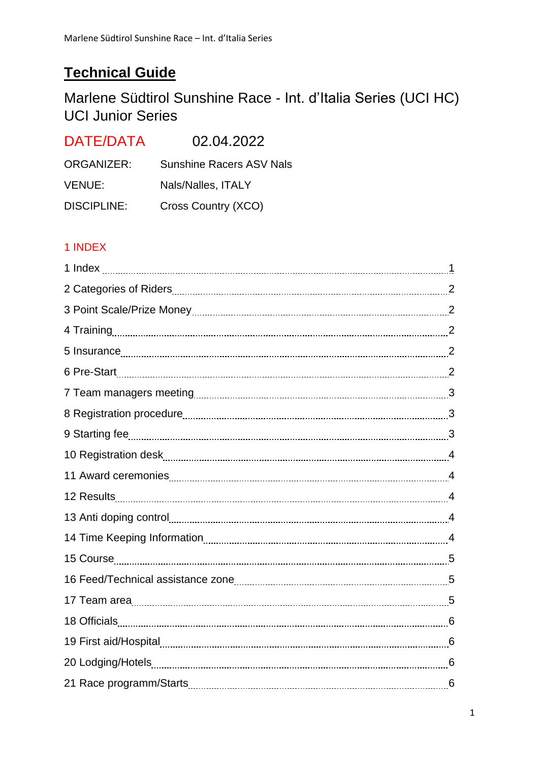# Technical Guide

Marlene Südtirol Sunshine Race - Int. d'Italia Series (UCI HC)
UCI Junior Series

| DATE/DATA | 02.04.2022 |
|---|---|
| ORGANIZER: | Sunshine Racers ASV Nals |
| VENUE: | Nals/Nalles, ITALY |
| DISCIPLINE: | Cross Country (XCO) |

## 1 INDEX

| | |
|---|---|
| 1 Index | 1 |
| 2 Categories of Riders | 2 |
| 3 Point Scale/Prize Money | 2 |
| 4 Training | 2 |
| 5 Insurance | 2 |
| 6 Pre-Start | 2 |
| 7 Team managers meeting | 3 |
| 8 Registration procedure | 3 |
| 9 Starting fee | 3 |
| 10 Registration desk | 4 |
| 11 Award ceremonies | 4 |
| 12 Results | 4 |
| 13 Anti doping control | 4 |
| 14 Time Keeping Information | 4 |
| 15 Course | 5 |
| 16 Feed/Technical assistance zone | 5 |
| 17 Team area | 5 |
| 18 Officials | 6 |
| 19 First aid/Hospital | 6 |
| 20 Lodging/Hotels | 6 |
| 21 Race programm/Starts | 6 |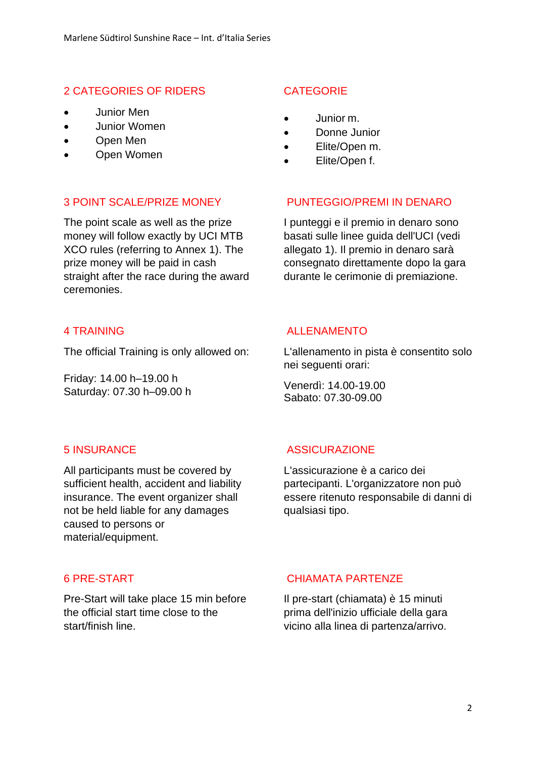## 2 CATEGORIES OF RIDERS

- Junior Men
- Junior Women
- Open Men
- Open Women

## CATEGORIE

- Junior m.
- Donne Junior
- Elite/Open m.
- Elite/Open f.

## 3 POINT SCALE/PRIZE MONEY

The point scale as well as the prize money will follow exactly by UCI MTB XCO rules (referring to Annex 1). The prize money will be paid in cash straight after the race during the award ceremonies.

## PUNTEGGIO/PREMI IN DENARO

I punteggi e il premio in denaro sono basati sulle linee guida dell'UCI (vedi allegato 1). Il premio in denaro sarà consegnato direttamente dopo la gara durante le cerimonie di premiazione.

## 4 TRAINING

The official Training is only allowed on:

Friday: 14.00 h–19.00 h
Saturday: 07.30 h–09.00 h

## ALLENAMENTO

L'allenamento in pista è consentito solo nei seguenti orari:

Venerdì: 14.00-19.00
Sabato: 07.30-09.00

## 5 INSURANCE

All participants must be covered by sufficient health, accident and liability insurance. The event organizer shall not be held liable for any damages caused to persons or material/equipment.

## ASSICURAZIONE

L'assicurazione è a carico dei partecipanti. L'organizzatore non può essere ritenuto responsabile di danni di qualsiasi tipo.

## 6 PRE-START

Pre-Start will take place 15 min before the official start time close to the start/finish line.

## CHIAMATA PARTENZE

Il pre-start (chiamata) è 15 minuti prima dell'inizio ufficiale della gara vicino alla linea di partenza/arrivo.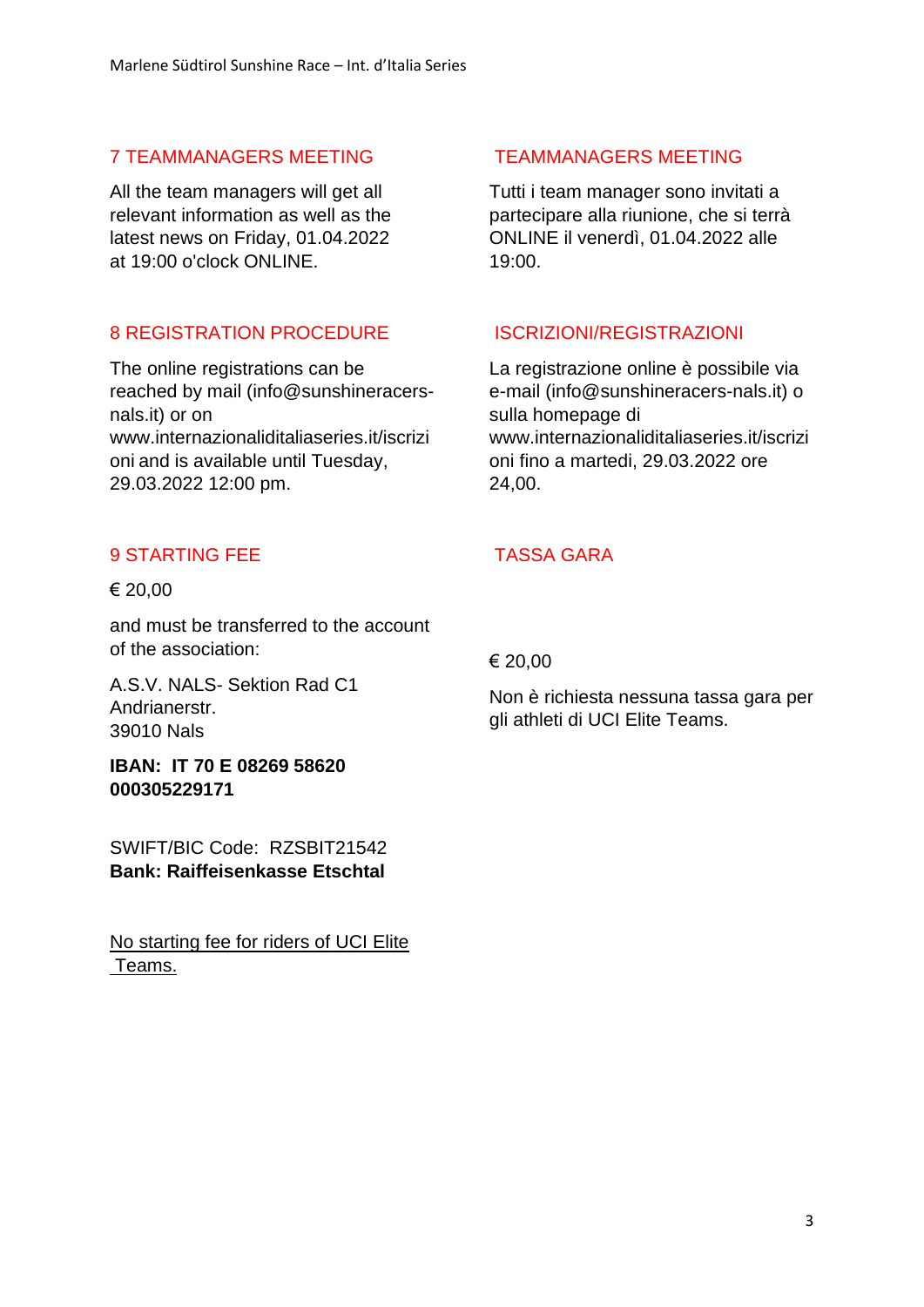## 7 TEAMMANAGERS MEETING

All the team managers will get all relevant information as well as the latest news on Friday, 01.04.2022 at 19:00 o'clock ONLINE.

## TEAMMANAGERS MEETING

Tutti i team manager sono invitati a partecipare alla riunione, che si terrà ONLINE il venerdì, 01.04.2022 alle 19:00.

## 8 REGISTRATION PROCEDURE

The online registrations can be reached by mail (info@sunshineracers-nals.it) or on www.internazionaliditaliaseries.it/iscrizioni and is available until Tuesday, 29.03.2022 12:00 pm.

## ISCRIZIONI/REGISTRAZIONI

La registrazione online è possibile via e-mail (info@sunshineracers-nals.it) o sulla homepage di www.internazionaliditaliaseries.it/iscrizioni fino a martedi, 29.03.2022 ore 24,00.

## 9 STARTING FEE

€ 20,00

and must be transferred to the account of the association:

A.S.V. NALS- Sektion Rad C1
Andrianerstr.
39010 Nals

**IBAN: IT 70 E 08269 58620 000305229171**

SWIFT/BIC Code: RZSBIT21542
**Bank: Raiffeisenkasse Etschtal**

No starting fee for riders of UCI Elite Teams.

## TASSA GARA

€ 20,00

Non è richiesta nessuna tassa gara per gli athleti di UCI Elite Teams.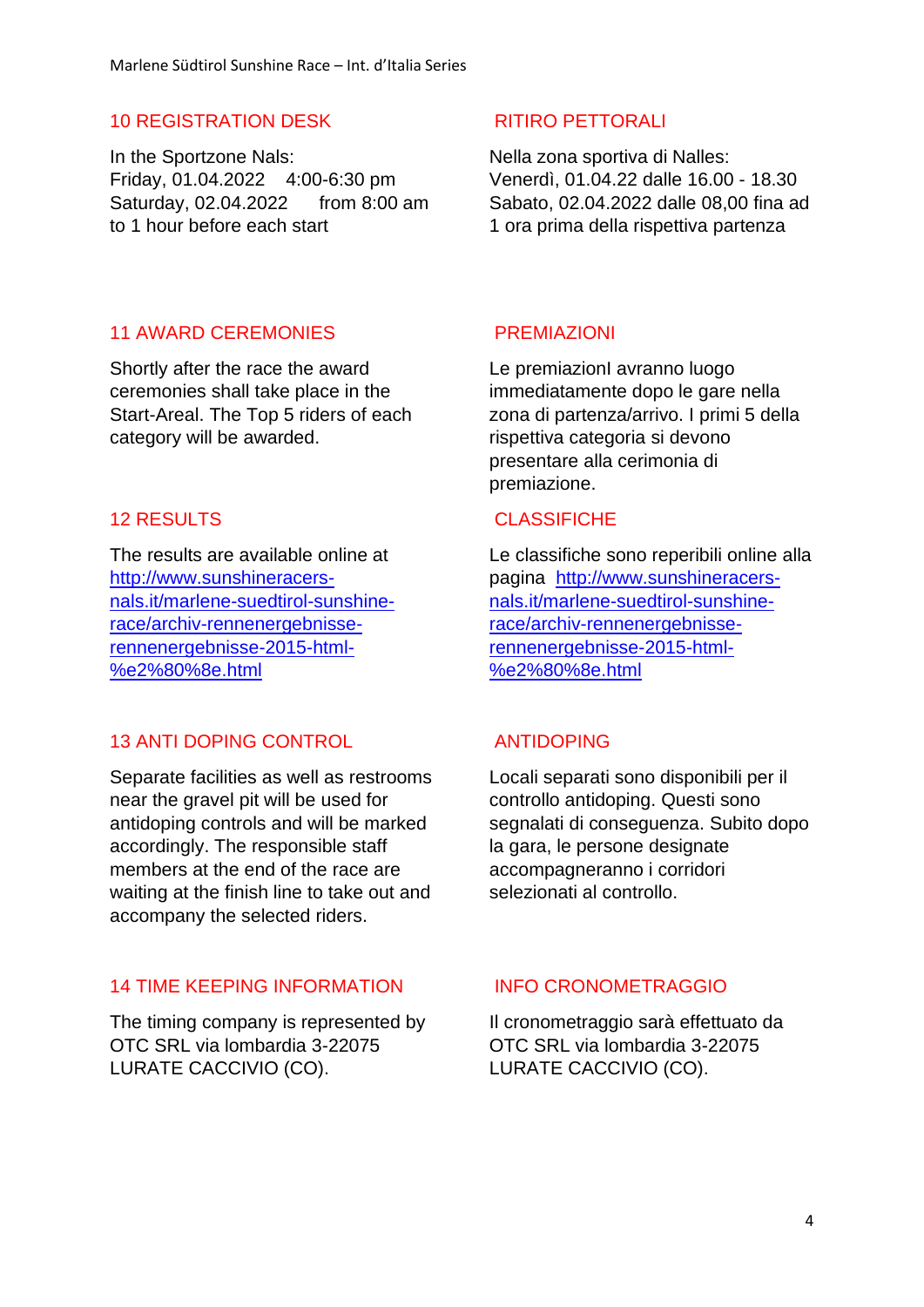## 10 REGISTRATION DESK

In the Sportzone Nals:
Friday, 01.04.2022 4:00-6:30 pm
Saturday, 02.04.2022 from 8:00 am to 1 hour before each start

## RITIRO PETTORALI

Nella zona sportiva di Nalles:
Venerdì, 01.04.22 dalle 16.00 - 18.30
Sabato, 02.04.2022 dalle 08,00 fina ad 1 ora prima della rispettiva partenza

## 11 AWARD CEREMONIES

Shortly after the race the award ceremonies shall take place in the Start-Areal. The Top 5 riders of each category will be awarded.

## PREMIAZIONI

Le premiazionI avranno luogo immediatamente dopo le gare nella zona di partenza/arrivo. I primi 5 della rispettiva categoria si devono presentare alla cerimonia di premiazione.

## 12 RESULTS

The results are available online at [http://www.sunshineracers-nals.it/marlene-suedtirol-sunshine-race/archiv-rennenergebnisse-rennenergebnisse-2015-html-%e2%80%8e.html](http://www.sunshineracers-nals.it/marlene-suedtirol-sunshine-race/archiv-rennenergebnisse-rennenergebnisse-2015-html-%e2%80%8e.html)

## CLASSIFICHE

Le classifiche sono reperibili online alla pagina [http://www.sunshineracers-nals.it/marlene-suedtirol-sunshine-race/archiv-rennenergebnisse-rennenergebnisse-2015-html-%e2%80%8e.html](http://www.sunshineracers-nals.it/marlene-suedtirol-sunshine-race/archiv-rennenergebnisse-rennenergebnisse-2015-html-%e2%80%8e.html)

## 13 ANTI DOPING CONTROL

Separate facilities as well as restrooms near the gravel pit will be used for antidoping controls and will be marked accordingly. The responsible staff members at the end of the race are waiting at the finish line to take out and accompany the selected riders.

## ANTIDOPING

Locali separati sono disponibili per il controllo antidoping. Questi sono segnalati di conseguenza. Subito dopo la gara, le persone designate accompagneranno i corridori selezionati al controllo.

## 14 TIME KEEPING INFORMATION

The timing company is represented by OTC SRL via lombardia 3-22075 LURATE CACCIVIO (CO).

## INFO CRONOMETRAGGIO

Il cronometraggio sarà effettuato da OTC SRL via lombardia 3-22075 LURATE CACCIVIO (CO).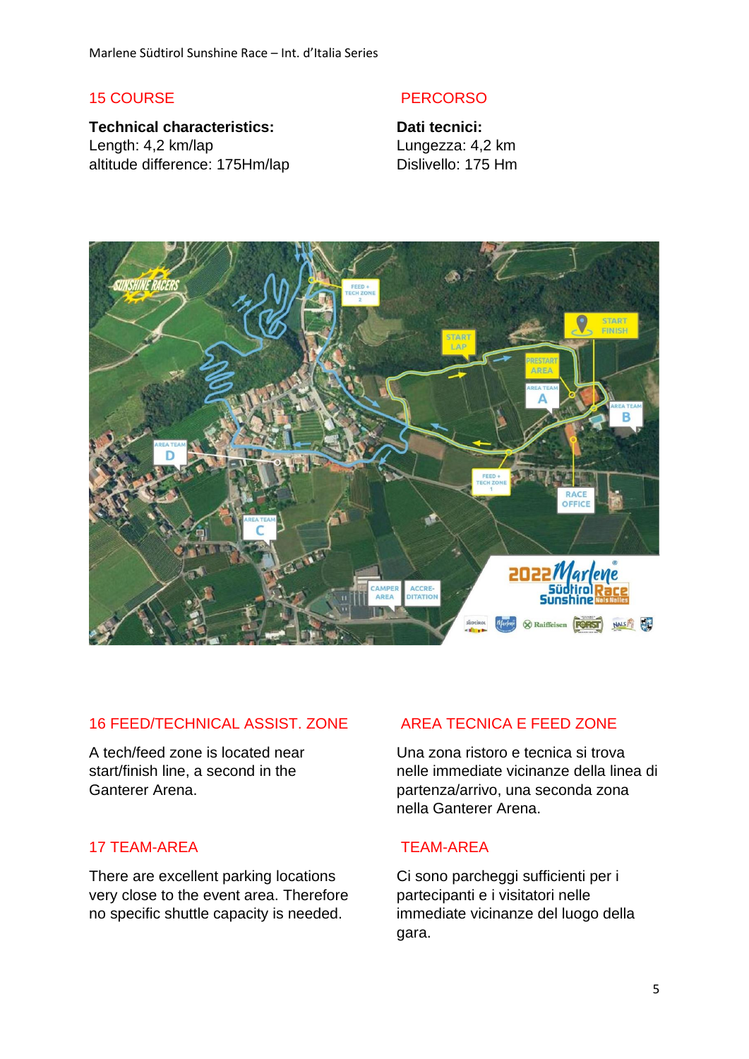## 15 COURSE

**Technical characteristics:**
Length: 4,2 km/lap
altitude difference: 175Hm/lap

## PERCORSO

**Dati tecnici:**
Lungezza: 4,2 km
Dislivello: 175 Hm

## 16 FEED/TECHNICAL ASSIST. ZONE

A tech/feed zone is located near start/finish line, a second in the Ganterer Arena.

## AREA TECNICA E FEED ZONE

Una zona ristoro e tecnica si trova nelle immediate vicinanze della linea di partenza/arrivo, una seconda zona nella Ganterer Arena.

## 17 TEAM-AREA

There are excellent parking locations very close to the event area. Therefore no specific shuttle capacity is needed.

## TEAM-AREA

Ci sono parcheggi sufficienti per i partecipanti e i visitatori nelle immediate vicinanze del luogo della gara.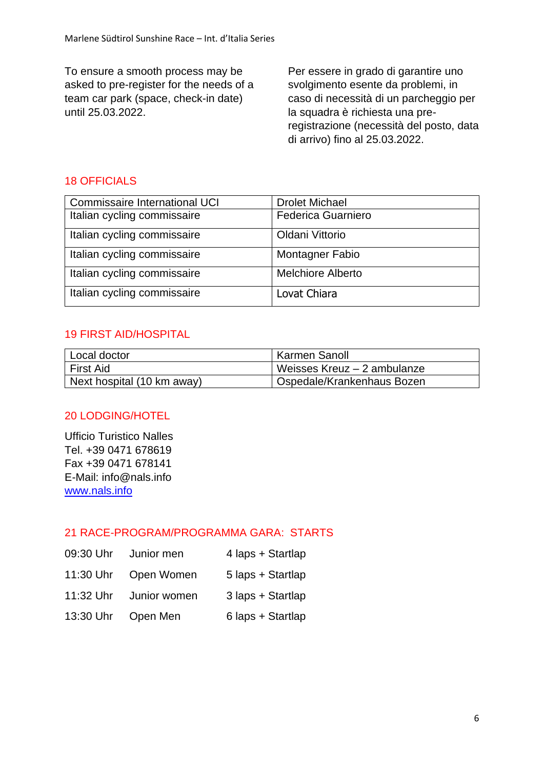To ensure a smooth process may be asked to pre-register for the needs of a team car park (space, check-in date) until 25.03.2022.

Per essere in grado di garantire uno svolgimento esente da problemi, in caso di necessità di un parcheggio per la squadra è richiesta una pre-registrazione (necessità del posto, data di arrivo) fino al 25.03.2022.

## 18 OFFICIALS

| | |
|---|---|
| Commissaire International UCI | Drolet Michael |
| Italian cycling commissaire | Federica Guarniero |
| Italian cycling commissaire | Oldani Vittorio |
| Italian cycling commissaire | Montagner Fabio |
| Italian cycling commissaire | Melchiore Alberto |
| Italian cycling commissaire | Lovat Chiara |

## 19 FIRST AID/HOSPITAL

| | |
|---|---|
| Local doctor | Karmen Sanoll |
| First Aid | Weisses Kreuz – 2 ambulanze |
| Next hospital (10 km away) | Ospedale/Krankenhaus Bozen |

## 20 LODGING/HOTEL

Ufficio Turistico Nalles
Tel. +39 0471 678619
Fax +39 0471 678141
E-Mail: info@nals.info
www.nals.info

## 21 RACE-PROGRAM/PROGRAMMA GARA: STARTS

| | | |
|---|---|---|
| 09:30 Uhr | Junior men | 4 laps + Startlap |
| 11:30 Uhr | Open Women | 5 laps + Startlap |
| 11:32 Uhr | Junior women | 3 laps + Startlap |
| 13:30 Uhr | Open Men | 6 laps + Startlap |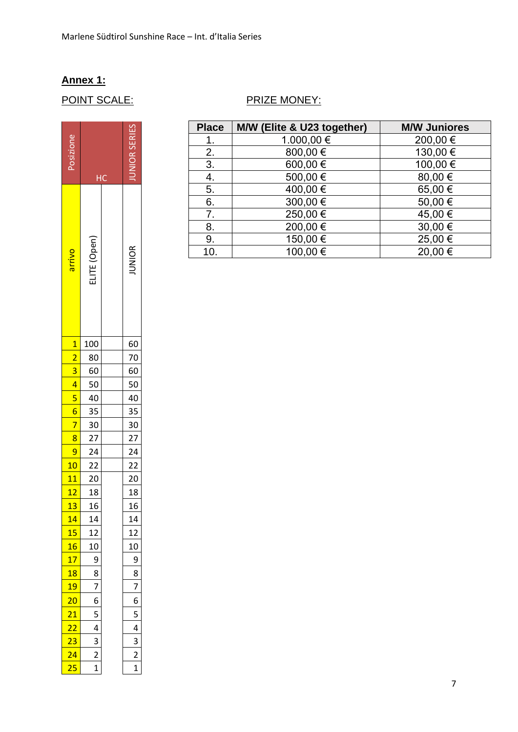## Annex 1:

POINT SCALE:

| Posizione | HC | | JUNIOR SERIES |
|---|---|---|---|
| arrivo | ELITE (Open) | | JUNIOR |
| 1 | 100 | | 60 |
| 2 | 80 | | 70 |
| 3 | 60 | | 60 |
| 4 | 50 | | 50 |
| 5 | 40 | | 40 |
| 6 | 35 | | 35 |
| 7 | 30 | | 30 |
| 8 | 27 | | 27 |
| 9 | 24 | | 24 |
| 10 | 22 | | 22 |
| 11 | 20 | | 20 |
| 12 | 18 | | 18 |
| 13 | 16 | | 16 |
| 14 | 14 | | 14 |
| 15 | 12 | | 12 |
| 16 | 10 | | 10 |
| 17 | 9 | | 9 |
| 18 | 8 | | 8 |
| 19 | 7 | | 7 |
| 20 | 6 | | 6 |
| 21 | 5 | | 5 |
| 22 | 4 | | 4 |
| 23 | 3 | | 3 |
| 24 | 2 | | 2 |
| 25 | 1 | | 1 |

PRIZE MONEY:

| Place | M/W (Elite & U23 together) | M/W Juniores |
|---|---|---|
| 1. | 1.000,00 € | 200,00 € |
| 2. | 800,00 € | 130,00 € |
| 3. | 600,00 € | 100,00 € |
| 4. | 500,00 € | 80,00 € |
| 5. | 400,00 € | 65,00 € |
| 6. | 300,00 € | 50,00 € |
| 7. | 250,00 € | 45,00 € |
| 8. | 200,00 € | 30,00 € |
| 9. | 150,00 € | 25,00 € |
| 10. | 100,00 € | 20,00 € |